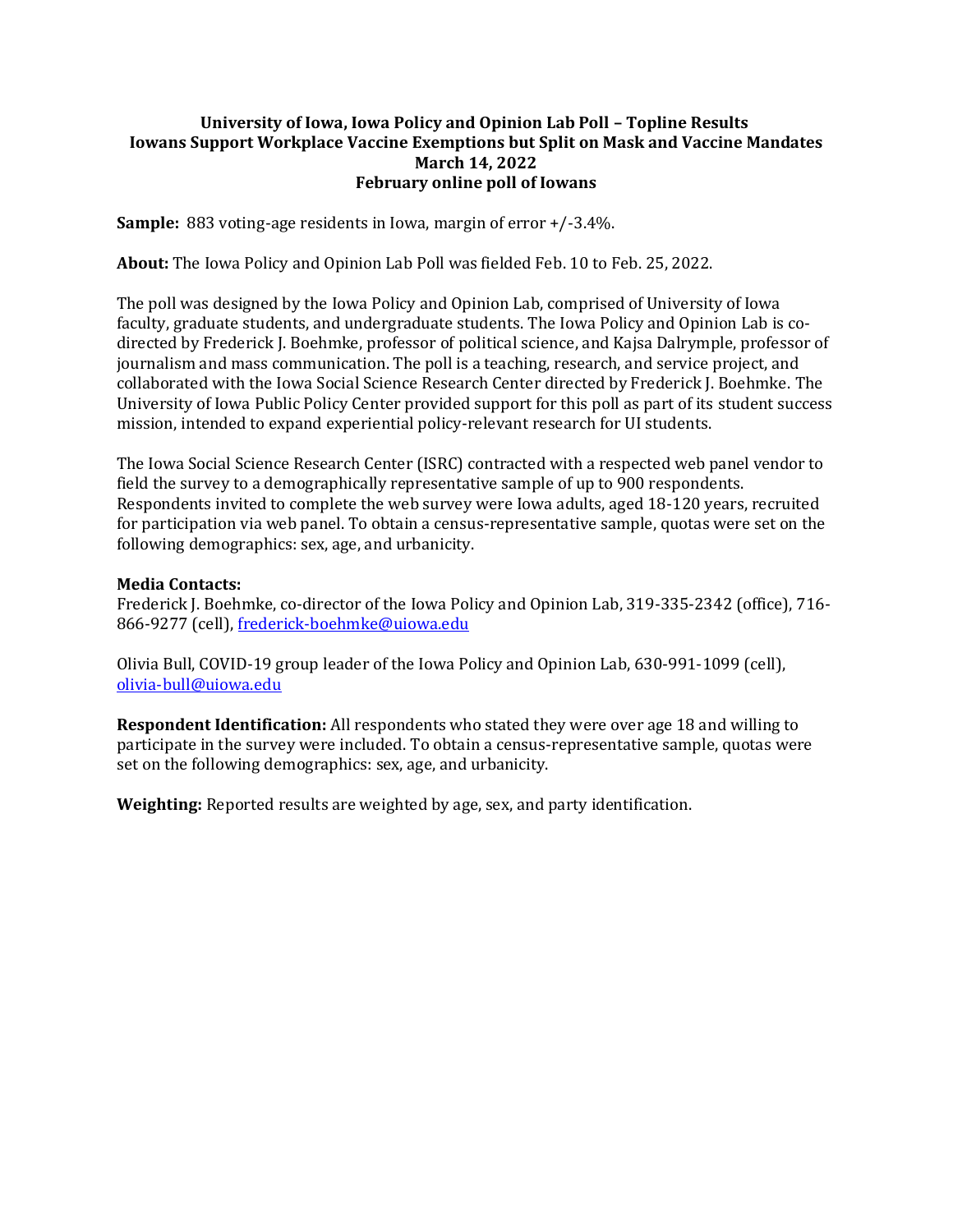**University of Iowa, Iowa Policy and Opinion Lab Poll – Topline Results**
**Iowans Support Workplace Vaccine Exemptions but Split on Mask and Vaccine Mandates**
**March 14, 2022**
**February online poll of Iowans**

**Sample:** 883 voting-age residents in Iowa, margin of error +/-3.4%.

**About:** The Iowa Policy and Opinion Lab Poll was fielded Feb. 10 to Feb. 25, 2022.

The poll was designed by the Iowa Policy and Opinion Lab, comprised of University of Iowa faculty, graduate students, and undergraduate students. The Iowa Policy and Opinion Lab is co-directed by Frederick J. Boehmke, professor of political science, and Kajsa Dalrymple, professor of journalism and mass communication. The poll is a teaching, research, and service project, and collaborated with the Iowa Social Science Research Center directed by Frederick J. Boehmke. The University of Iowa Public Policy Center provided support for this poll as part of its student success mission, intended to expand experiential policy-relevant research for UI students.

The Iowa Social Science Research Center (ISRC) contracted with a respected web panel vendor to field the survey to a demographically representative sample of up to 900 respondents. Respondents invited to complete the web survey were Iowa adults, aged 18-120 years, recruited for participation via web panel. To obtain a census-representative sample, quotas were set on the following demographics: sex, age, and urbanicity.

**Media Contacts:**
Frederick J. Boehmke, co-director of the Iowa Policy and Opinion Lab, 319-335-2342 (office), 716-866-9277 (cell), frederick-boehmke@uiowa.edu

Olivia Bull, COVID-19 group leader of the Iowa Policy and Opinion Lab, 630-991-1099 (cell), olivia-bull@uiowa.edu

**Respondent Identification:** All respondents who stated they were over age 18 and willing to participate in the survey were included. To obtain a census-representative sample, quotas were set on the following demographics: sex, age, and urbanicity.

**Weighting:** Reported results are weighted by age, sex, and party identification.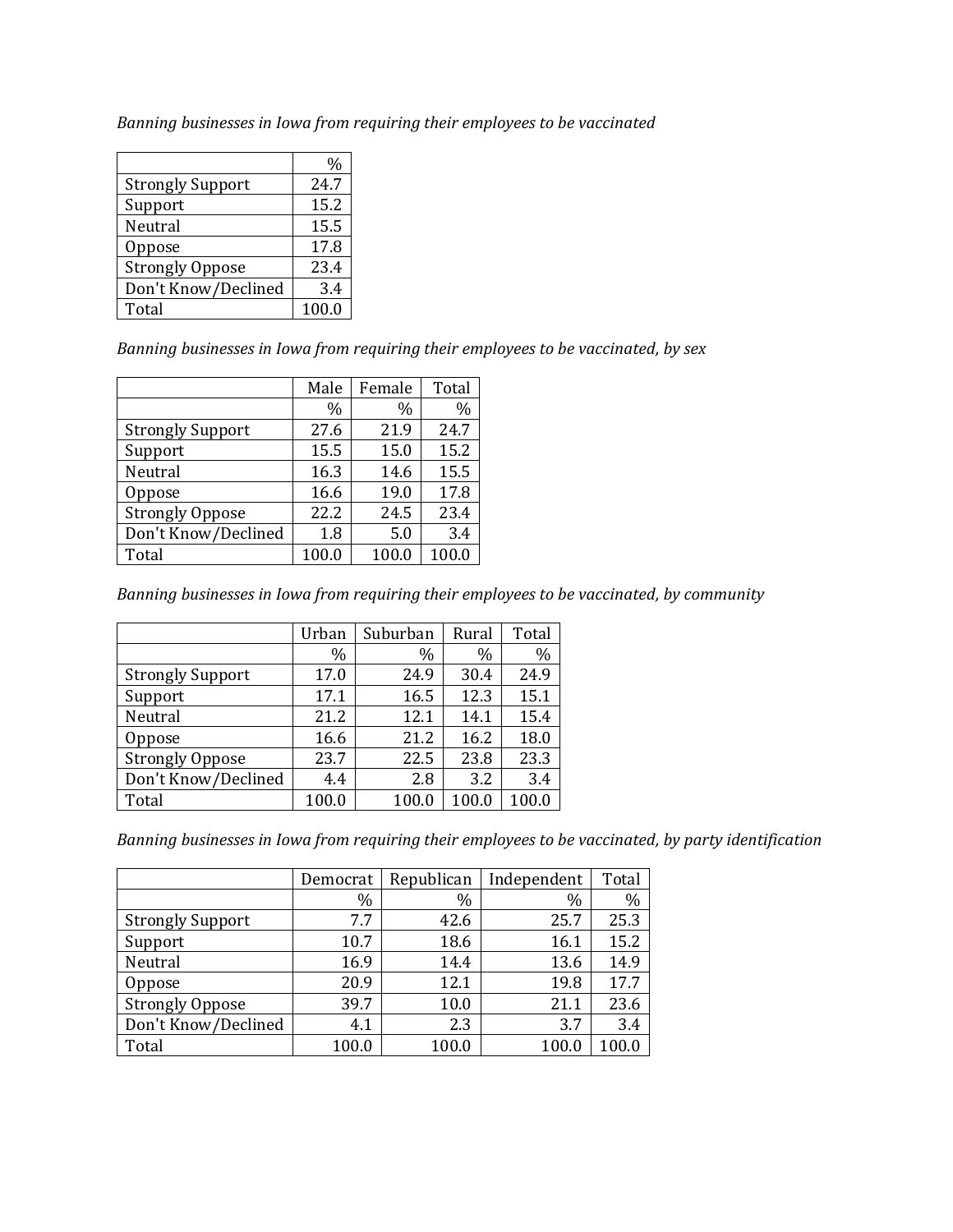*Banning businesses in Iowa from requiring their employees to be vaccinated*

| | % |
|---|---|
| Strongly Support | 24.7 |
| Support | 15.2 |
| Neutral | 15.5 |
| Oppose | 17.8 |
| Strongly Oppose | 23.4 |
| Don't Know/Declined | 3.4 |
| Total | 100.0 |

*Banning businesses in Iowa from requiring their employees to be vaccinated, by sex*

| | Male | Female | Total |
|---|---|---|---|
| | % | % | % |
| Strongly Support | 27.6 | 21.9 | 24.7 |
| Support | 15.5 | 15.0 | 15.2 |
| Neutral | 16.3 | 14.6 | 15.5 |
| Oppose | 16.6 | 19.0 | 17.8 |
| Strongly Oppose | 22.2 | 24.5 | 23.4 |
| Don't Know/Declined | 1.8 | 5.0 | 3.4 |
| Total | 100.0 | 100.0 | 100.0 |

*Banning businesses in Iowa from requiring their employees to be vaccinated, by community*

| | Urban | Suburban | Rural | Total |
|---|---|---|---|---|
| | % | % | % | % |
| Strongly Support | 17.0 | 24.9 | 30.4 | 24.9 |
| Support | 17.1 | 16.5 | 12.3 | 15.1 |
| Neutral | 21.2 | 12.1 | 14.1 | 15.4 |
| Oppose | 16.6 | 21.2 | 16.2 | 18.0 |
| Strongly Oppose | 23.7 | 22.5 | 23.8 | 23.3 |
| Don't Know/Declined | 4.4 | 2.8 | 3.2 | 3.4 |
| Total | 100.0 | 100.0 | 100.0 | 100.0 |

*Banning businesses in Iowa from requiring their employees to be vaccinated, by party identification*

| | Democrat | Republican | Independent | Total |
|---|---|---|---|---|
| | % | % | % | % |
| Strongly Support | 7.7 | 42.6 | 25.7 | 25.3 |
| Support | 10.7 | 18.6 | 16.1 | 15.2 |
| Neutral | 16.9 | 14.4 | 13.6 | 14.9 |
| Oppose | 20.9 | 12.1 | 19.8 | 17.7 |
| Strongly Oppose | 39.7 | 10.0 | 21.1 | 23.6 |
| Don't Know/Declined | 4.1 | 2.3 | 3.7 | 3.4 |
| Total | 100.0 | 100.0 | 100.0 | 100.0 |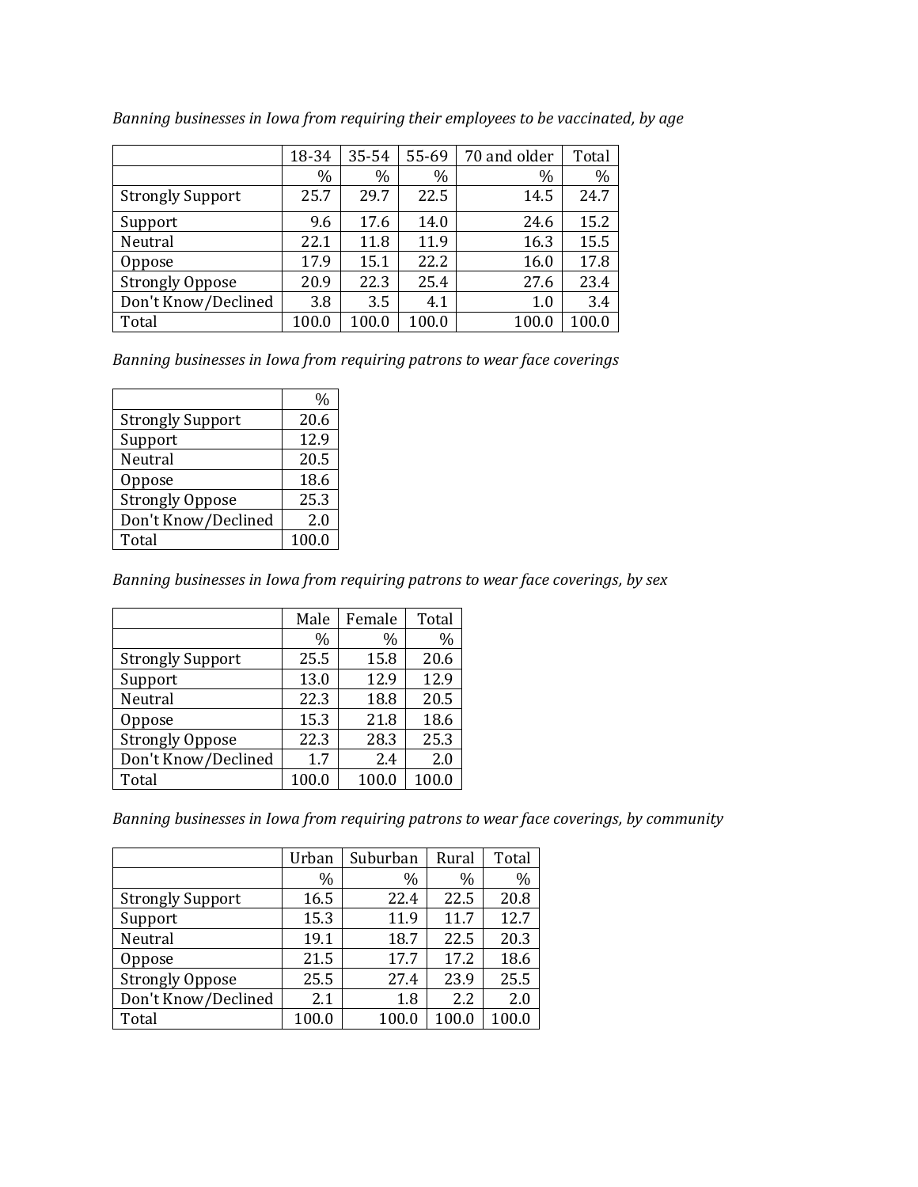*Banning businesses in Iowa from requiring their employees to be vaccinated, by age*

| | 18-34 | 35-54 | 55-69 | 70 and older | Total |
|---|---|---|---|---|---|
| | % | % | % | % | % |
| Strongly Support | 25.7 | 29.7 | 22.5 | 14.5 | 24.7 |
| Support | 9.6 | 17.6 | 14.0 | 24.6 | 15.2 |
| Neutral | 22.1 | 11.8 | 11.9 | 16.3 | 15.5 |
| Oppose | 17.9 | 15.1 | 22.2 | 16.0 | 17.8 |
| Strongly Oppose | 20.9 | 22.3 | 25.4 | 27.6 | 23.4 |
| Don't Know/Declined | 3.8 | 3.5 | 4.1 | 1.0 | 3.4 |
| Total | 100.0 | 100.0 | 100.0 | 100.0 | 100.0 |

*Banning businesses in Iowa from requiring patrons to wear face coverings*

| | % |
|---|---|
| Strongly Support | 20.6 |
| Support | 12.9 |
| Neutral | 20.5 |
| Oppose | 18.6 |
| Strongly Oppose | 25.3 |
| Don't Know/Declined | 2.0 |
| Total | 100.0 |

*Banning businesses in Iowa from requiring patrons to wear face coverings, by sex*

| | Male | Female | Total |
|---|---|---|---|
| | % | % | % |
| Strongly Support | 25.5 | 15.8 | 20.6 |
| Support | 13.0 | 12.9 | 12.9 |
| Neutral | 22.3 | 18.8 | 20.5 |
| Oppose | 15.3 | 21.8 | 18.6 |
| Strongly Oppose | 22.3 | 28.3 | 25.3 |
| Don't Know/Declined | 1.7 | 2.4 | 2.0 |
| Total | 100.0 | 100.0 | 100.0 |

*Banning businesses in Iowa from requiring patrons to wear face coverings, by community*

| | Urban | Suburban | Rural | Total |
|---|---|---|---|---|
| | % | % | % | % |
| Strongly Support | 16.5 | 22.4 | 22.5 | 20.8 |
| Support | 15.3 | 11.9 | 11.7 | 12.7 |
| Neutral | 19.1 | 18.7 | 22.5 | 20.3 |
| Oppose | 21.5 | 17.7 | 17.2 | 18.6 |
| Strongly Oppose | 25.5 | 27.4 | 23.9 | 25.5 |
| Don't Know/Declined | 2.1 | 1.8 | 2.2 | 2.0 |
| Total | 100.0 | 100.0 | 100.0 | 100.0 |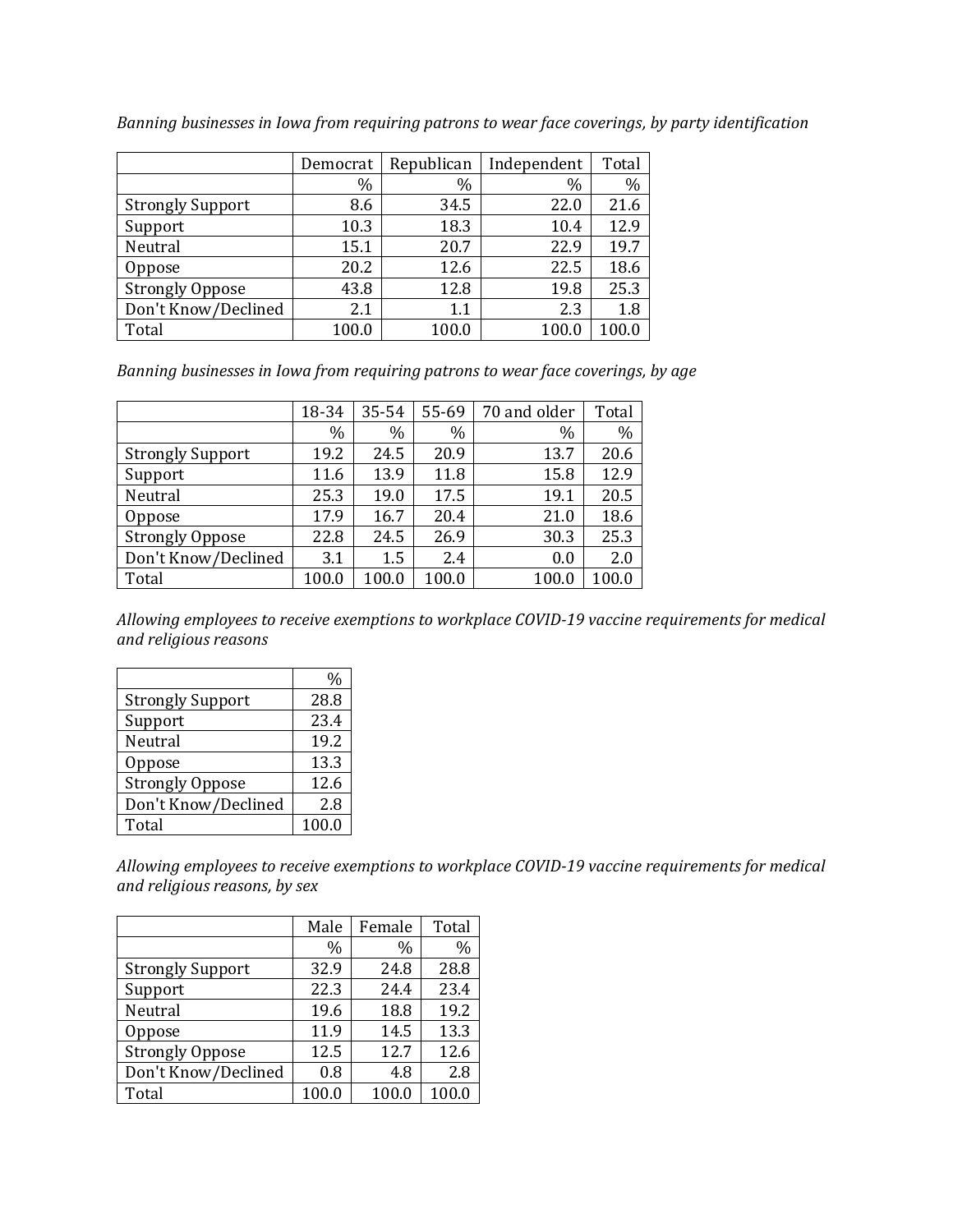*Banning businesses in Iowa from requiring patrons to wear face coverings, by party identification*

| | Democrat | Republican | Independent | Total |
|---|---|---|---|---|
| | % | % | % | % |
| Strongly Support | 8.6 | 34.5 | 22.0 | 21.6 |
| Support | 10.3 | 18.3 | 10.4 | 12.9 |
| Neutral | 15.1 | 20.7 | 22.9 | 19.7 |
| Oppose | 20.2 | 12.6 | 22.5 | 18.6 |
| Strongly Oppose | 43.8 | 12.8 | 19.8 | 25.3 |
| Don't Know/Declined | 2.1 | 1.1 | 2.3 | 1.8 |
| Total | 100.0 | 100.0 | 100.0 | 100.0 |

*Banning businesses in Iowa from requiring patrons to wear face coverings, by age*

| | 18-34 | 35-54 | 55-69 | 70 and older | Total |
|---|---|---|---|---|---|
| | % | % | % | % | % |
| Strongly Support | 19.2 | 24.5 | 20.9 | 13.7 | 20.6 |
| Support | 11.6 | 13.9 | 11.8 | 15.8 | 12.9 |
| Neutral | 25.3 | 19.0 | 17.5 | 19.1 | 20.5 |
| Oppose | 17.9 | 16.7 | 20.4 | 21.0 | 18.6 |
| Strongly Oppose | 22.8 | 24.5 | 26.9 | 30.3 | 25.3 |
| Don't Know/Declined | 3.1 | 1.5 | 2.4 | 0.0 | 2.0 |
| Total | 100.0 | 100.0 | 100.0 | 100.0 | 100.0 |

*Allowing employees to receive exemptions to workplace COVID-19 vaccine requirements for medical and religious reasons*

| | % |
|---|---|
| Strongly Support | 28.8 |
| Support | 23.4 |
| Neutral | 19.2 |
| Oppose | 13.3 |
| Strongly Oppose | 12.6 |
| Don't Know/Declined | 2.8 |
| Total | 100.0 |

*Allowing employees to receive exemptions to workplace COVID-19 vaccine requirements for medical and religious reasons, by sex*

| | Male | Female | Total |
|---|---|---|---|
| | % | % | % |
| Strongly Support | 32.9 | 24.8 | 28.8 |
| Support | 22.3 | 24.4 | 23.4 |
| Neutral | 19.6 | 18.8 | 19.2 |
| Oppose | 11.9 | 14.5 | 13.3 |
| Strongly Oppose | 12.5 | 12.7 | 12.6 |
| Don't Know/Declined | 0.8 | 4.8 | 2.8 |
| Total | 100.0 | 100.0 | 100.0 |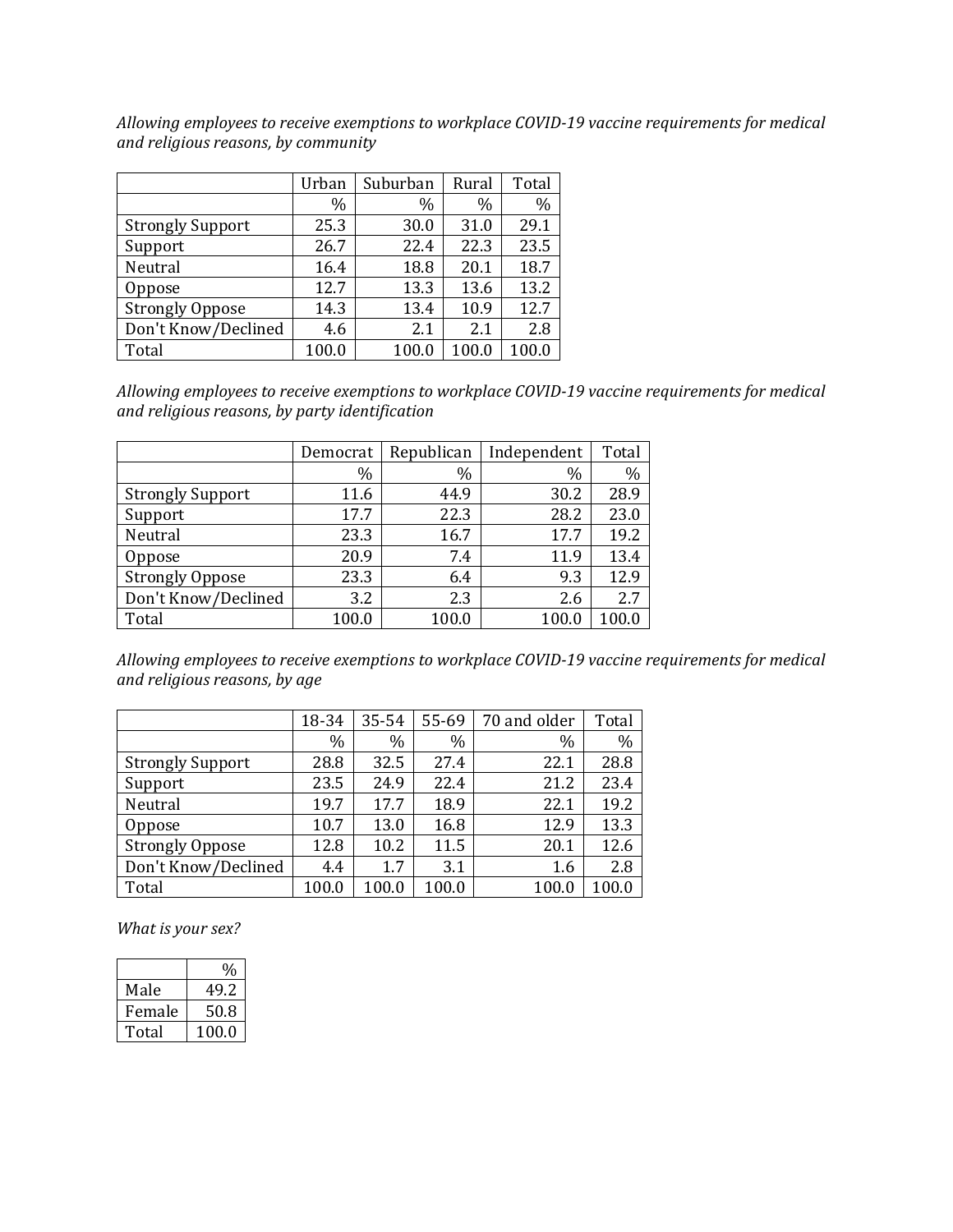*Allowing employees to receive exemptions to workplace COVID-19 vaccine requirements for medical and religious reasons, by community*

| | Urban | Suburban | Rural | Total |
|---|---|---|---|---|
| | % | % | % | % |
| Strongly Support | 25.3 | 30.0 | 31.0 | 29.1 |
| Support | 26.7 | 22.4 | 22.3 | 23.5 |
| Neutral | 16.4 | 18.8 | 20.1 | 18.7 |
| Oppose | 12.7 | 13.3 | 13.6 | 13.2 |
| Strongly Oppose | 14.3 | 13.4 | 10.9 | 12.7 |
| Don't Know/Declined | 4.6 | 2.1 | 2.1 | 2.8 |
| Total | 100.0 | 100.0 | 100.0 | 100.0 |

*Allowing employees to receive exemptions to workplace COVID-19 vaccine requirements for medical and religious reasons, by party identification*

| | Democrat | Republican | Independent | Total |
|---|---|---|---|---|
| | % | % | % | % |
| Strongly Support | 11.6 | 44.9 | 30.2 | 28.9 |
| Support | 17.7 | 22.3 | 28.2 | 23.0 |
| Neutral | 23.3 | 16.7 | 17.7 | 19.2 |
| Oppose | 20.9 | 7.4 | 11.9 | 13.4 |
| Strongly Oppose | 23.3 | 6.4 | 9.3 | 12.9 |
| Don't Know/Declined | 3.2 | 2.3 | 2.6 | 2.7 |
| Total | 100.0 | 100.0 | 100.0 | 100.0 |

*Allowing employees to receive exemptions to workplace COVID-19 vaccine requirements for medical and religious reasons, by age*

| | 18-34 | 35-54 | 55-69 | 70 and older | Total |
|---|---|---|---|---|---|
| | % | % | % | % | % |
| Strongly Support | 28.8 | 32.5 | 27.4 | 22.1 | 28.8 |
| Support | 23.5 | 24.9 | 22.4 | 21.2 | 23.4 |
| Neutral | 19.7 | 17.7 | 18.9 | 22.1 | 19.2 |
| Oppose | 10.7 | 13.0 | 16.8 | 12.9 | 13.3 |
| Strongly Oppose | 12.8 | 10.2 | 11.5 | 20.1 | 12.6 |
| Don't Know/Declined | 4.4 | 1.7 | 3.1 | 1.6 | 2.8 |
| Total | 100.0 | 100.0 | 100.0 | 100.0 | 100.0 |

*What is your sex?*

| | % |
|---|---|
| Male | 49.2 |
| Female | 50.8 |
| Total | 100.0 |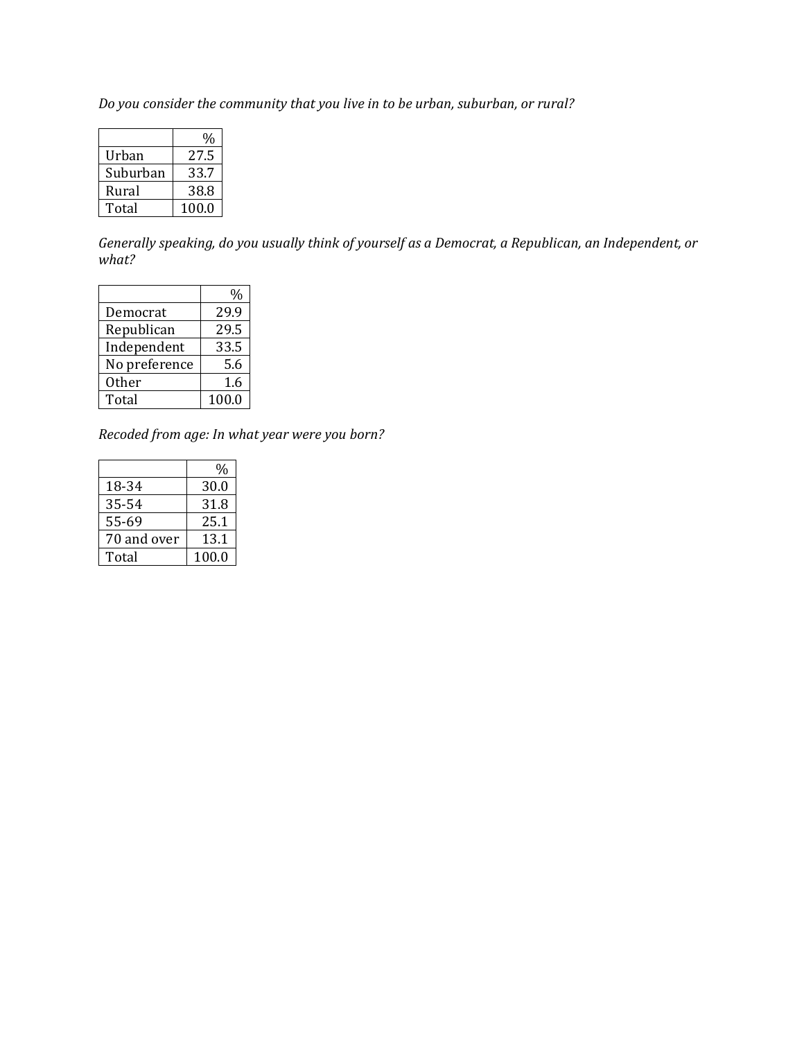*Do you consider the community that you live in to be urban, suburban, or rural?*

| | % |
|---|---|
| Urban | 27.5 |
| Suburban | 33.7 |
| Rural | 38.8 |
| Total | 100.0 |

*Generally speaking, do you usually think of yourself as a Democrat, a Republican, an Independent, or what?*

| | % |
|---|---|
| Democrat | 29.9 |
| Republican | 29.5 |
| Independent | 33.5 |
| No preference | 5.6 |
| Other | 1.6 |
| Total | 100.0 |

*Recoded from age: In what year were you born?*

| | % |
|---|---|
| 18-34 | 30.0 |
| 35-54 | 31.8 |
| 55-69 | 25.1 |
| 70 and over | 13.1 |
| Total | 100.0 |